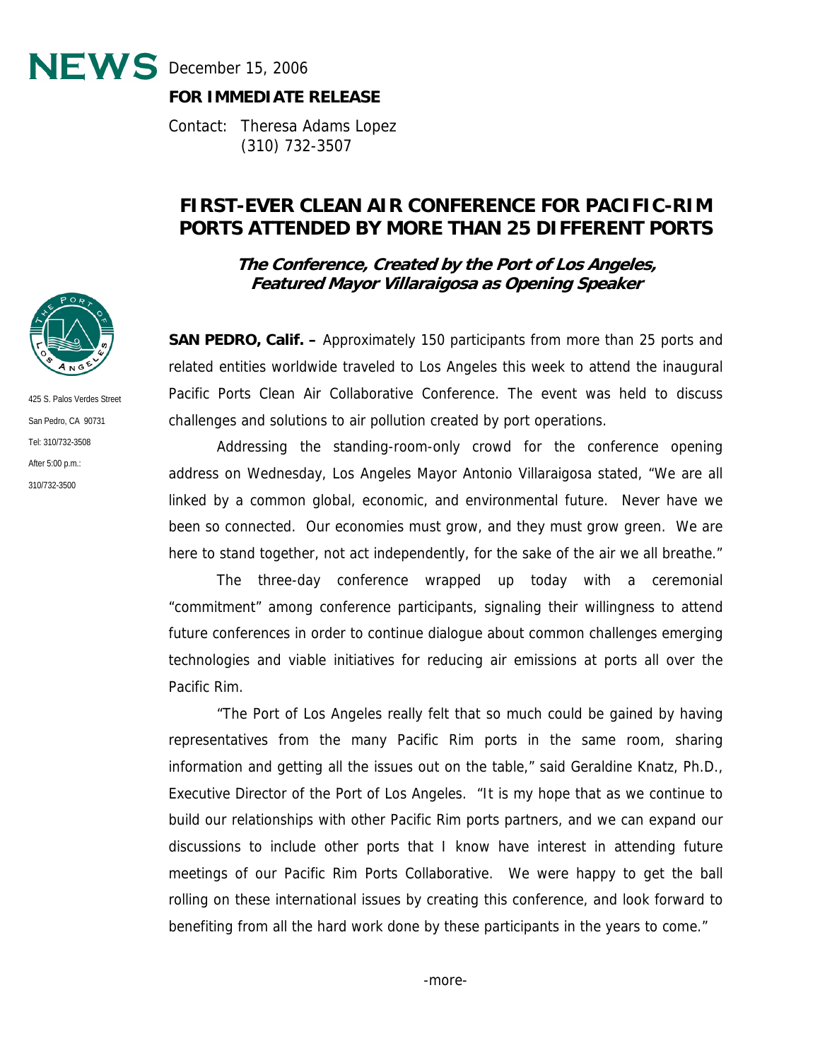**NEWS** December 15, 2006

**FOR IMMEDIATE RELEASE**

Contact: Theresa Adams Lopez
(310) 732-3507

425 S. Palos Verdes Street
San Pedro, CA 90731
Tel: 310/732-3508
After 5:00 p.m.:
310/732-3500

# FIRST-EVER CLEAN AIR CONFERENCE FOR PACIFIC-RIM PORTS ATTENDED BY MORE THAN 25 DIFFERENT PORTS

***The Conference, Created by the Port of Los Angeles, Featured Mayor Villaraigosa as Opening Speaker***

**SAN PEDRO, Calif. –** Approximately 150 participants from more than 25 ports and related entities worldwide traveled to Los Angeles this week to attend the inaugural Pacific Ports Clean Air Collaborative Conference. The event was held to discuss challenges and solutions to air pollution created by port operations.

Addressing the standing-room-only crowd for the conference opening address on Wednesday, Los Angeles Mayor Antonio Villaraigosa stated, "We are all linked by a common global, economic, and environmental future. Never have we been so connected. Our economies must grow, and they must grow green. We are here to stand together, not act independently, for the sake of the air we all breathe."

The three-day conference wrapped up today with a ceremonial "commitment" among conference participants, signaling their willingness to attend future conferences in order to continue dialogue about common challenges emerging technologies and viable initiatives for reducing air emissions at ports all over the Pacific Rim.

"The Port of Los Angeles really felt that so much could be gained by having representatives from the many Pacific Rim ports in the same room, sharing information and getting all the issues out on the table," said Geraldine Knatz, Ph.D., Executive Director of the Port of Los Angeles. "It is my hope that as we continue to build our relationships with other Pacific Rim ports partners, and we can expand our discussions to include other ports that I know have interest in attending future meetings of our Pacific Rim Ports Collaborative. We were happy to get the ball rolling on these international issues by creating this conference, and look forward to benefiting from all the hard work done by these participants in the years to come."

-more-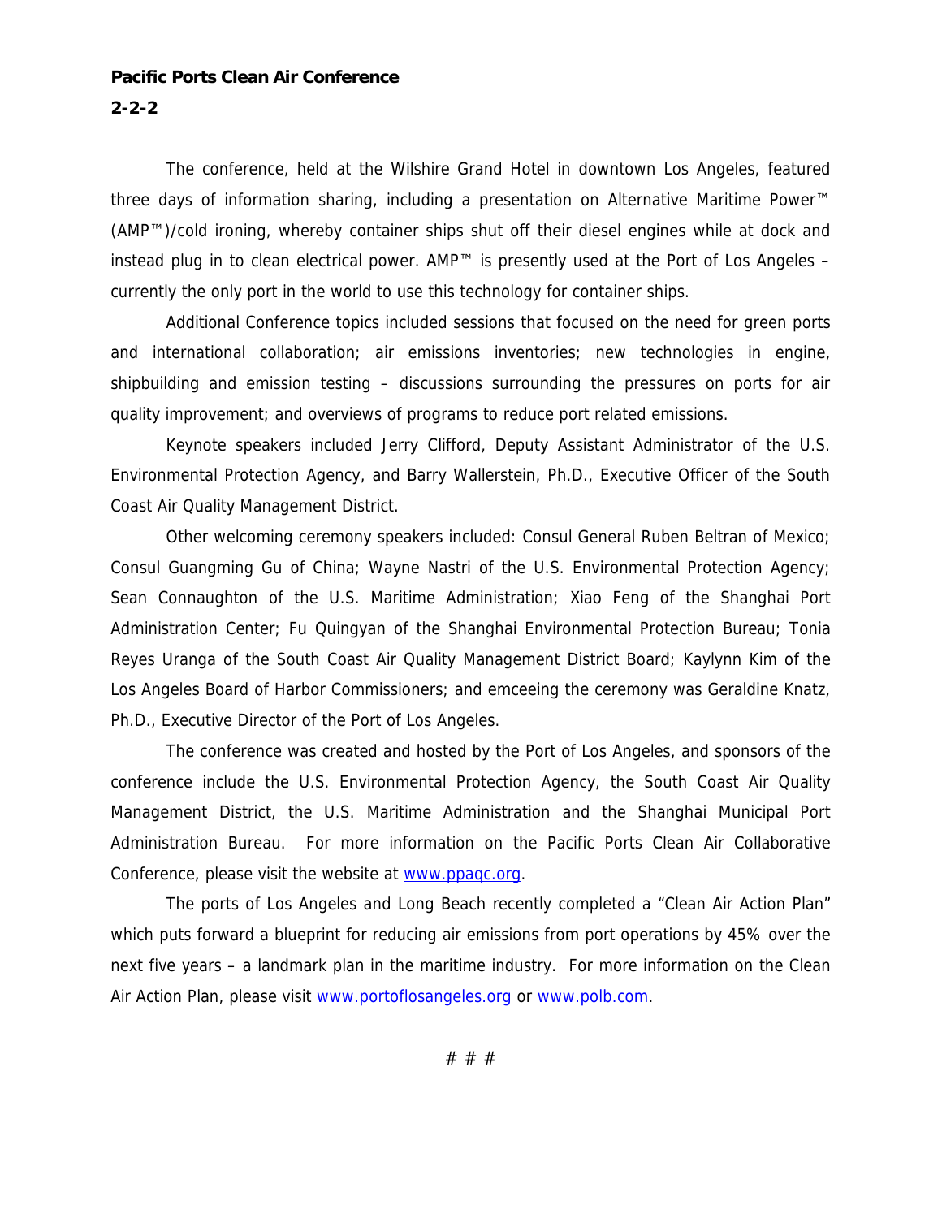The conference, held at the Wilshire Grand Hotel in downtown Los Angeles, featured three days of information sharing, including a presentation on Alternative Maritime Power™ (AMP™)/cold ironing, whereby container ships shut off their diesel engines while at dock and instead plug in to clean electrical power. AMP™ is presently used at the Port of Los Angeles – currently the only port in the world to use this technology for container ships.

Additional Conference topics included sessions that focused on the need for green ports and international collaboration; air emissions inventories; new technologies in engine, shipbuilding and emission testing – discussions surrounding the pressures on ports for air quality improvement; and overviews of programs to reduce port related emissions.

Keynote speakers included Jerry Clifford, Deputy Assistant Administrator of the U.S. Environmental Protection Agency, and Barry Wallerstein, Ph.D., Executive Officer of the South Coast Air Quality Management District.

Other welcoming ceremony speakers included: Consul General Ruben Beltran of Mexico; Consul Guangming Gu of China; Wayne Nastri of the U.S. Environmental Protection Agency; Sean Connaughton of the U.S. Maritime Administration; Xiao Feng of the Shanghai Port Administration Center; Fu Quingyan of the Shanghai Environmental Protection Bureau; Tonia Reyes Uranga of the South Coast Air Quality Management District Board; Kaylynn Kim of the Los Angeles Board of Harbor Commissioners; and emceeing the ceremony was Geraldine Knatz, Ph.D., Executive Director of the Port of Los Angeles.

The conference was created and hosted by the Port of Los Angeles, and sponsors of the conference include the U.S. Environmental Protection Agency, the South Coast Air Quality Management District, the U.S. Maritime Administration and the Shanghai Municipal Port Administration Bureau. For more information on the Pacific Ports Clean Air Collaborative Conference, please visit the website at www.ppaqc.org.

The ports of Los Angeles and Long Beach recently completed a "Clean Air Action Plan" which puts forward a blueprint for reducing air emissions from port operations by 45% over the next five years – a landmark plan in the maritime industry. For more information on the Clean Air Action Plan, please visit www.portoflosangeles.org or www.polb.com.

# # #